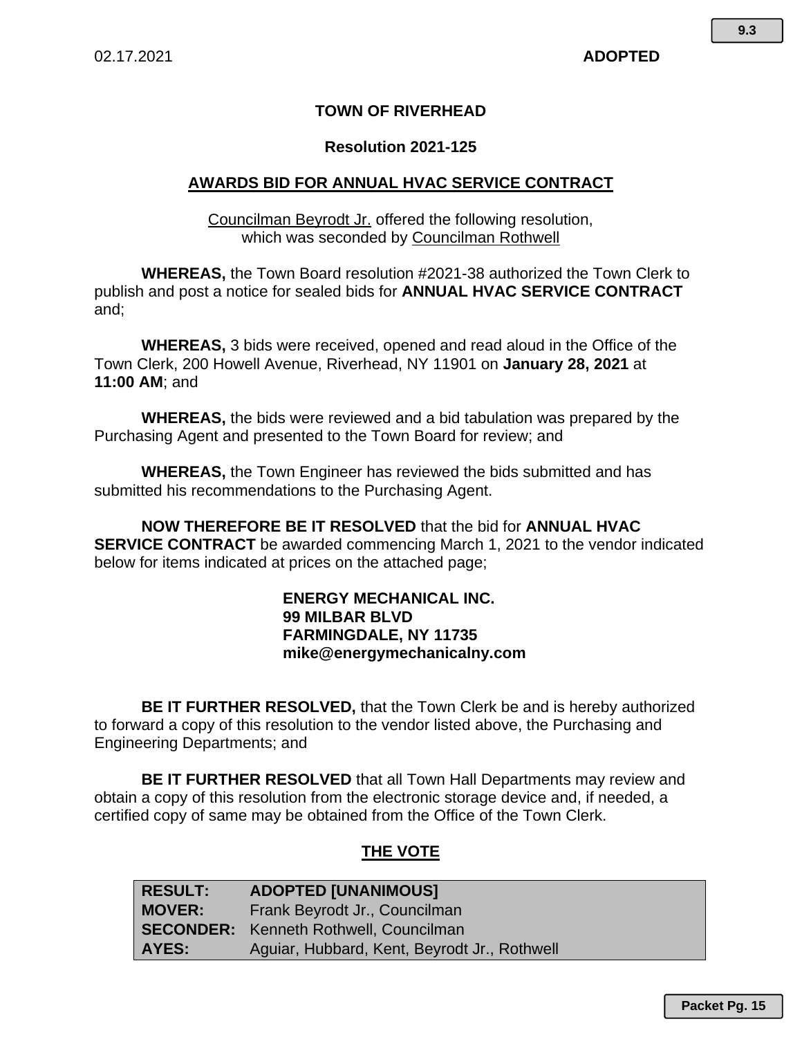02.17.2021 **ADOPTED**

**TOWN OF RIVERHEAD**

**Resolution 2021-125**

## AWARDS BID FOR ANNUAL HVAC SERVICE CONTRACT

Councilman Beyrodt Jr. offered the following resolution, which was seconded by Councilman Rothwell

**WHEREAS,** the Town Board resolution #2021-38 authorized the Town Clerk to publish and post a notice for sealed bids for **ANNUAL HVAC SERVICE CONTRACT** and;

**WHEREAS,** 3 bids were received, opened and read aloud in the Office of the Town Clerk, 200 Howell Avenue, Riverhead, NY 11901 on **January 28, 2021** at **11:00 AM**; and

**WHEREAS,** the bids were reviewed and a bid tabulation was prepared by the Purchasing Agent and presented to the Town Board for review; and

**WHEREAS,** the Town Engineer has reviewed the bids submitted and has submitted his recommendations to the Purchasing Agent.

**NOW THEREFORE BE IT RESOLVED** that the bid for **ANNUAL HVAC SERVICE CONTRACT** be awarded commencing March 1, 2021 to the vendor indicated below for items indicated at prices on the attached page;

**ENERGY MECHANICAL INC.**
**99 MILBAR BLVD**
**FARMINGDALE, NY 11735**
**mike@energymechanicalny.com**

**BE IT FURTHER RESOLVED,** that the Town Clerk be and is hereby authorized to forward a copy of this resolution to the vendor listed above, the Purchasing and Engineering Departments; and

**BE IT FURTHER RESOLVED** that all Town Hall Departments may review and obtain a copy of this resolution from the electronic storage device and, if needed, a certified copy of same may be obtained from the Office of the Town Clerk.

## THE VOTE

| | |
|---|---|
| **RESULT:** | **ADOPTED [UNANIMOUS]** |
| **MOVER:** | Frank Beyrodt Jr., Councilman |
| **SECONDER:** | Kenneth Rothwell, Councilman |
| **AYES:** | Aguiar, Hubbard, Kent, Beyrodt Jr., Rothwell |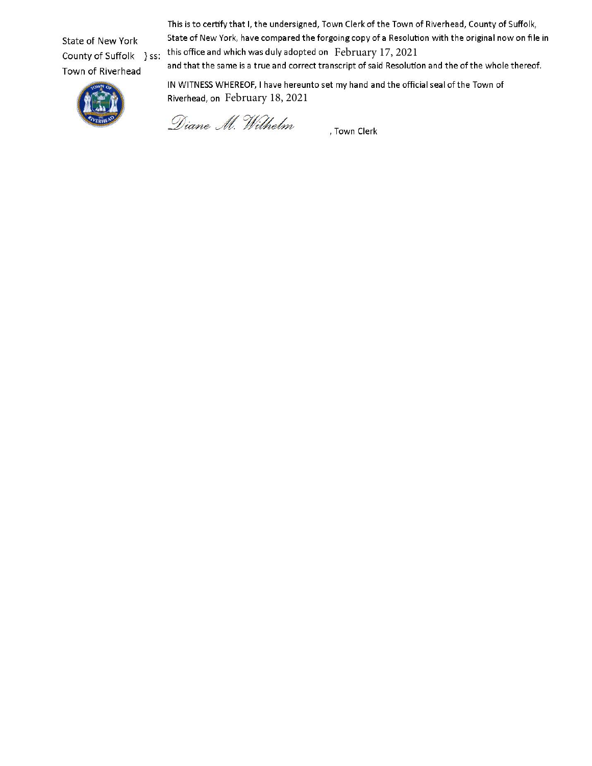State of New York
County of Suffolk } ss:
Town of Riverhead

This is to certify that I, the undersigned, Town Clerk of the Town of Riverhead, County of Suffolk, State of New York, have compared the forgoing copy of a Resolution with the original now on file in this office and which was duly adopted on February 17, 2021
and that the same is a true and correct transcript of said Resolution and the of the whole thereof.

IN WITNESS WHEREOF, I have hereunto set my hand and the official seal of the Town of Riverhead, on February 18, 2021

*Diane M. Wilhelm*, Town Clerk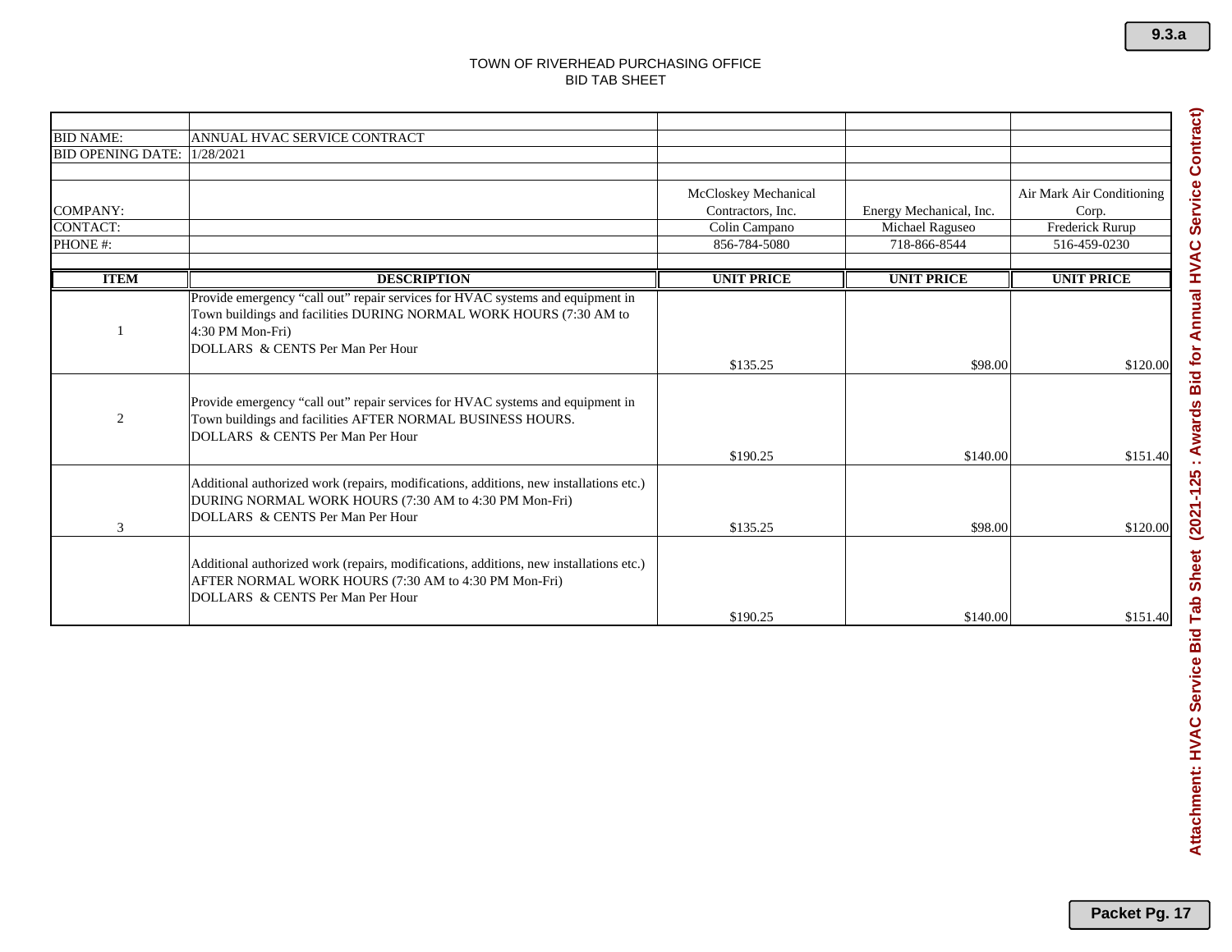TOWN OF RIVERHEAD PURCHASING OFFICE
BID TAB SHEET

| | | | | |
|---|---|---|---|---|
| BID NAME: | ANNUAL HVAC SERVICE CONTRACT | | | |
| BID OPENING DATE: | 1/28/2021 | | | |
| COMPANY: | | McCloskey Mechanical Contractors, Inc. | Energy Mechanical, Inc. | Air Mark Air Conditioning Corp. |
| CONTACT: | | Colin Campano | Michael Raguseo | Frederick Rurup |
| PHONE #: | | 856-784-5080 | 718-866-8544 | 516-459-0230 |
| **ITEM** | **DESCRIPTION** | **UNIT PRICE** | **UNIT PRICE** | **UNIT PRICE** |
| 1 | Provide emergency "call out" repair services for HVAC systems and equipment in Town buildings and facilities DURING NORMAL WORK HOURS (7:30 AM to 4:30 PM Mon-Fri) DOLLARS & CENTS Per Man Per Hour | $135.25 | $98.00 | $120.00 |
| 2 | Provide emergency "call out" repair services for HVAC systems and equipment in Town buildings and facilities AFTER NORMAL BUSINESS HOURS. DOLLARS & CENTS Per Man Per Hour | $190.25 | $140.00 | $151.40 |
| 3 | Additional authorized work (repairs, modifications, additions, new installations etc.) DURING NORMAL WORK HOURS (7:30 AM to 4:30 PM Mon-Fri) DOLLARS & CENTS Per Man Per Hour | $135.25 | $98.00 | $120.00 |
| | Additional authorized work (repairs, modifications, additions, new installations etc.) AFTER NORMAL WORK HOURS (7:30 AM to 4:30 PM Mon-Fri) DOLLARS & CENTS Per Man Per Hour | $190.25 | $140.00 | $151.40 |